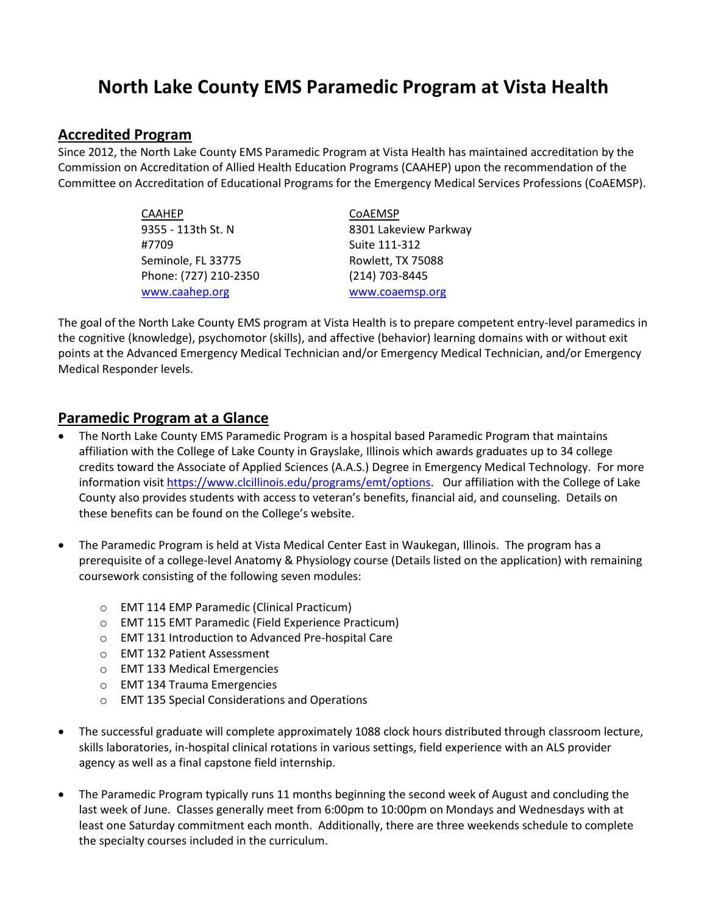# North Lake County EMS Paramedic Program at Vista Health

## Accredited Program

Since 2012, the North Lake County EMS Paramedic Program at Vista Health has maintained accreditation by the Commission on Accreditation of Allied Health Education Programs (CAAHEP) upon the recommendation of the Committee on Accreditation of Educational Programs for the Emergency Medical Services Professions (CoAEMSP).

CAAHEP
9355 - 113th St. N
#7709
Seminole, FL 33775
Phone: (727) 210-2350
www.caahep.org

CoAEMSP
8301 Lakeview Parkway
Suite 111-312
Rowlett, TX 75088
(214) 703-8445
www.coaemsp.org

The goal of the North Lake County EMS program at Vista Health is to prepare competent entry-level paramedics in the cognitive (knowledge), psychomotor (skills), and affective (behavior) learning domains with or without exit points at the Advanced Emergency Medical Technician and/or Emergency Medical Technician, and/or Emergency Medical Responder levels.

## Paramedic Program at a Glance

- The North Lake County EMS Paramedic Program is a hospital based Paramedic Program that maintains affiliation with the College of Lake County in Grayslake, Illinois which awards graduates up to 34 college credits toward the Associate of Applied Sciences (A.A.S.) Degree in Emergency Medical Technology. For more information visit https://www.clcillinois.edu/programs/emt/options. Our affiliation with the College of Lake County also provides students with access to veteran's benefits, financial aid, and counseling. Details on these benefits can be found on the College's website.

- The Paramedic Program is held at Vista Medical Center East in Waukegan, Illinois. The program has a prerequisite of a college-level Anatomy & Physiology course (Details listed on the application) with remaining coursework consisting of the following seven modules:
  - EMT 114 EMP Paramedic (Clinical Practicum)
  - EMT 115 EMT Paramedic (Field Experience Practicum)
  - EMT 131 Introduction to Advanced Pre-hospital Care
  - EMT 132 Patient Assessment
  - EMT 133 Medical Emergencies
  - EMT 134 Trauma Emergencies
  - EMT 135 Special Considerations and Operations

- The successful graduate will complete approximately 1088 clock hours distributed through classroom lecture, skills laboratories, in-hospital clinical rotations in various settings, field experience with an ALS provider agency as well as a final capstone field internship.

- The Paramedic Program typically runs 11 months beginning the second week of August and concluding the last week of June. Classes generally meet from 6:00pm to 10:00pm on Mondays and Wednesdays with at least one Saturday commitment each month. Additionally, there are three weekends schedule to complete the specialty courses included in the curriculum.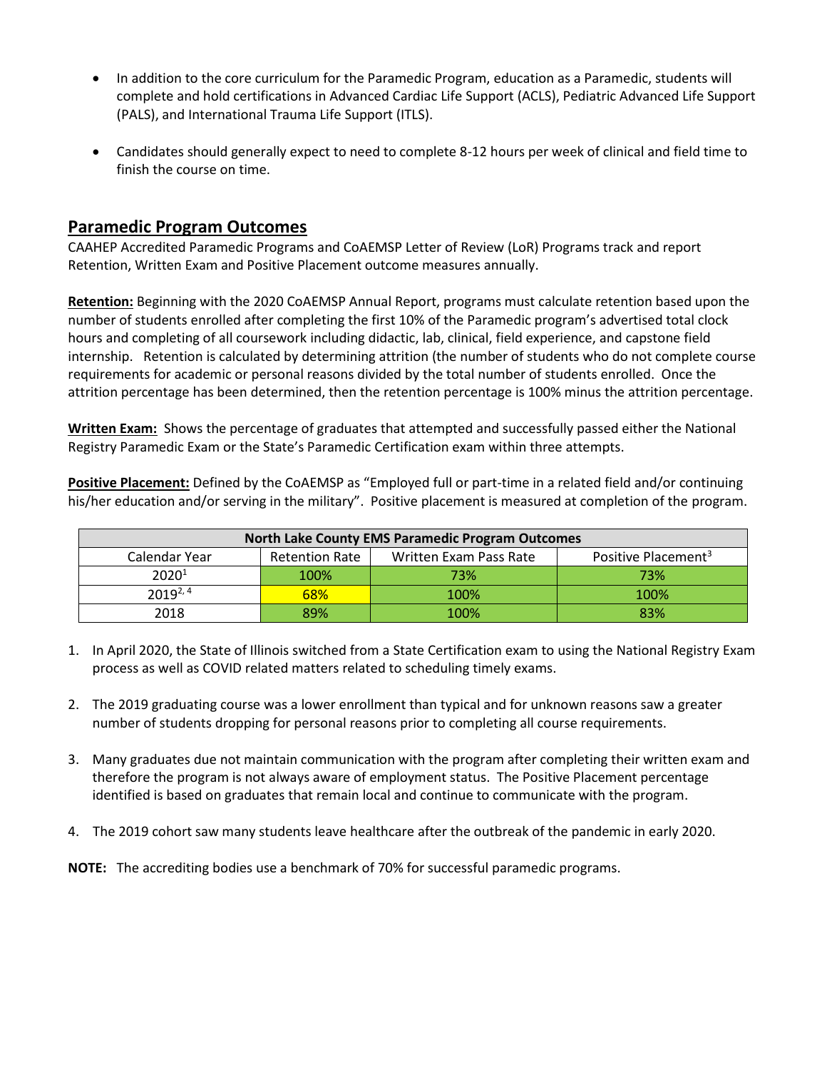- In addition to the core curriculum for the Paramedic Program, education as a Paramedic, students will complete and hold certifications in Advanced Cardiac Life Support (ACLS), Pediatric Advanced Life Support (PALS), and International Trauma Life Support (ITLS).
- Candidates should generally expect to need to complete 8-12 hours per week of clinical and field time to finish the course on time.

## Paramedic Program Outcomes

CAAHEP Accredited Paramedic Programs and CoAEMSP Letter of Review (LoR) Programs track and report Retention, Written Exam and Positive Placement outcome measures annually.

**Retention:** Beginning with the 2020 CoAEMSP Annual Report, programs must calculate retention based upon the number of students enrolled after completing the first 10% of the Paramedic program's advertised total clock hours and completing of all coursework including didactic, lab, clinical, field experience, and capstone field internship. Retention is calculated by determining attrition (the number of students who do not complete course requirements for academic or personal reasons divided by the total number of students enrolled. Once the attrition percentage has been determined, then the retention percentage is 100% minus the attrition percentage.

**Written Exam:** Shows the percentage of graduates that attempted and successfully passed either the National Registry Paramedic Exam or the State's Paramedic Certification exam within three attempts.

**Positive Placement:** Defined by the CoAEMSP as "Employed full or part-time in a related field and/or continuing his/her education and/or serving in the military". Positive placement is measured at completion of the program.

| North Lake County EMS Paramedic Program Outcomes | | | |
|---|---|---|---|
| Calendar Year | Retention Rate | Written Exam Pass Rate | Positive Placement[3] |
| 2020[1] | 100% | 73% | 73% |
| 2019[2, 4] | 68% | 100% | 100% |
| 2018 | 89% | 100% | 83% |

1. In April 2020, the State of Illinois switched from a State Certification exam to using the National Registry Exam process as well as COVID related matters related to scheduling timely exams.
2. The 2019 graduating course was a lower enrollment than typical and for unknown reasons saw a greater number of students dropping for personal reasons prior to completing all course requirements.
3. Many graduates due not maintain communication with the program after completing their written exam and therefore the program is not always aware of employment status. The Positive Placement percentage identified is based on graduates that remain local and continue to communicate with the program.
4. The 2019 cohort saw many students leave healthcare after the outbreak of the pandemic in early 2020.

**NOTE:** The accrediting bodies use a benchmark of 70% for successful paramedic programs.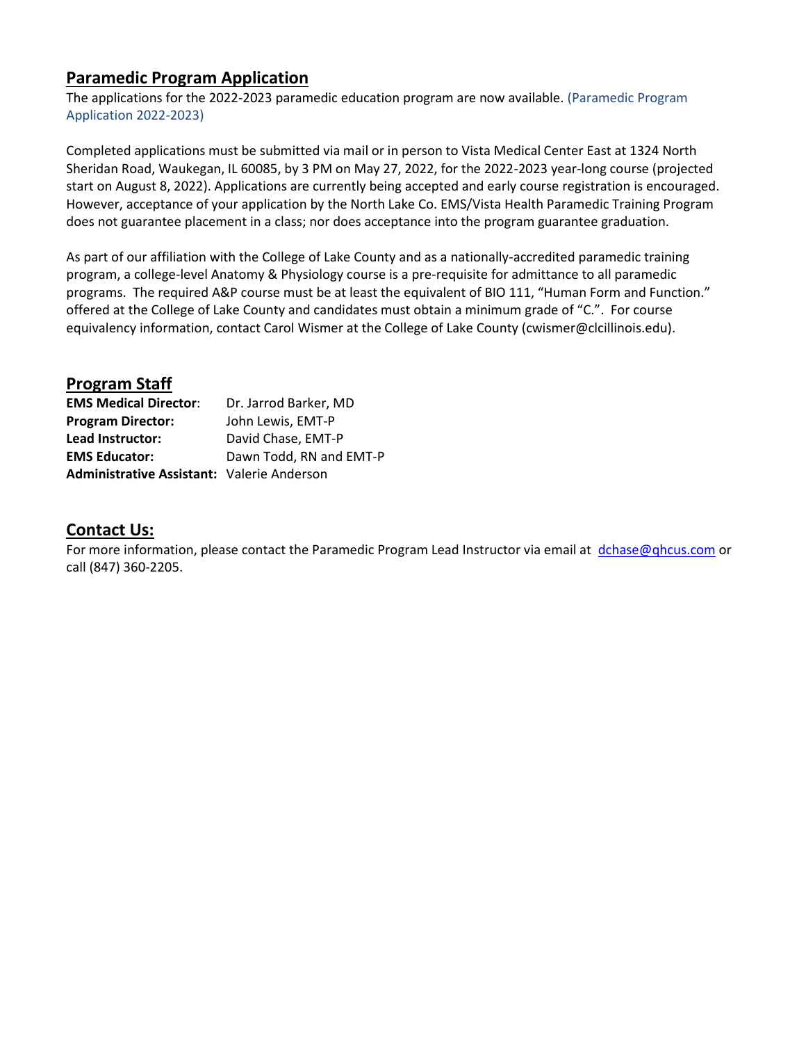## Paramedic Program Application

The applications for the 2022-2023 paramedic education program are now available. (Paramedic Program Application 2022-2023)

Completed applications must be submitted via mail or in person to Vista Medical Center East at 1324 North Sheridan Road, Waukegan, IL 60085, by 3 PM on May 27, 2022, for the 2022-2023 year-long course (projected start on August 8, 2022). Applications are currently being accepted and early course registration is encouraged. However, acceptance of your application by the North Lake Co. EMS/Vista Health Paramedic Training Program does not guarantee placement in a class; nor does acceptance into the program guarantee graduation.

As part of our affiliation with the College of Lake County and as a nationally-accredited paramedic training program, a college-level Anatomy & Physiology course is a pre-requisite for admittance to all paramedic programs. The required A&P course must be at least the equivalent of BIO 111, "Human Form and Function." offered at the College of Lake County and candidates must obtain a minimum grade of "C.". For course equivalency information, contact Carol Wismer at the College of Lake County (cwismer@clcillinois.edu).

## Program Staff

**EMS Medical Director**: Dr. Jarrod Barker, MD
**Program Director:** John Lewis, EMT-P
**Lead Instructor:** David Chase, EMT-P
**EMS Educator:** Dawn Todd, RN and EMT-P
**Administrative Assistant:** Valerie Anderson

## Contact Us:

For more information, please contact the Paramedic Program Lead Instructor via email at dchase@qhcus.com or call (847) 360-2205.